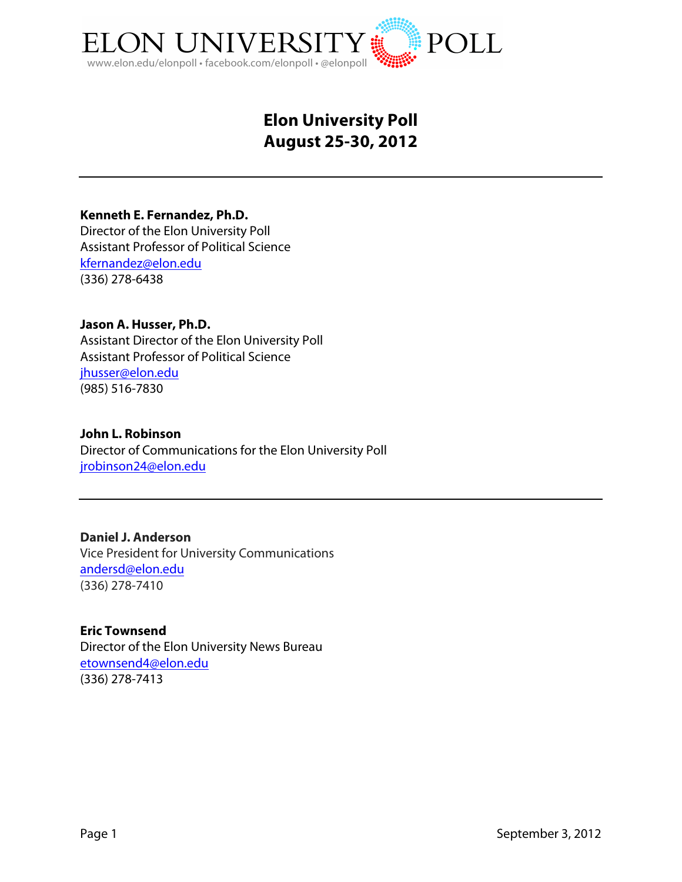ELON UNIVERSITY POLL

www.elon.edu/elonpoll • facebook.com/elonpoll • @elonpoll

# Elon University Poll
# August 25-30, 2012

---

**Kenneth E. Fernandez, Ph.D.**
Director of the Elon University Poll
Assistant Professor of Political Science
kfernandez@elon.edu
(336) 278-6438

**Jason A. Husser, Ph.D.**
Assistant Director of the Elon University Poll
Assistant Professor of Political Science
jhusser@elon.edu
(985) 516-7830

**John L. Robinson**
Director of Communications for the Elon University Poll
jrobinson24@elon.edu

---

**Daniel J. Anderson**
Vice President for University Communications
andersd@elon.edu
(336) 278-7410

**Eric Townsend**
Director of the Elon University News Bureau
etownsend4@elon.edu
(336) 278-7413

September 3, 2012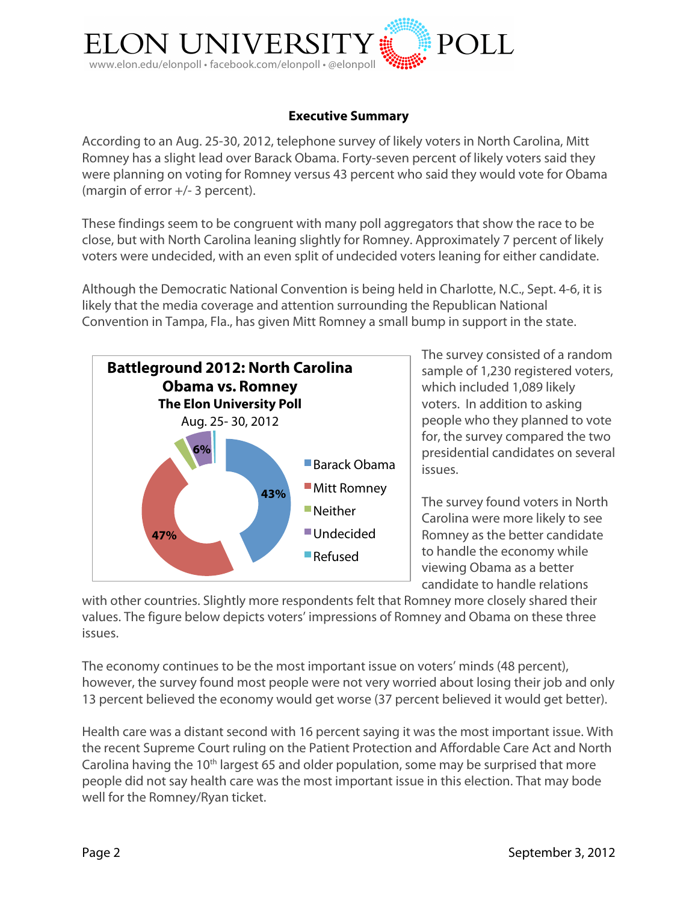### Executive Summary

According to an Aug. 25-30, 2012, telephone survey of likely voters in North Carolina, Mitt Romney has a slight lead over Barack Obama. Forty-seven percent of likely voters said they were planning on voting for Romney versus 43 percent who said they would vote for Obama (margin of error +/- 3 percent).

These findings seem to be congruent with many poll aggregators that show the race to be close, but with North Carolina leaning slightly for Romney. Approximately 7 percent of likely voters were undecided, with an even split of undecided voters leaning for either candidate.

Although the Democratic National Convention is being held in Charlotte, N.C., Sept. 4-6, it is likely that the media coverage and attention surrounding the Republican National Convention in Tampa, Fla., has given Mitt Romney a small bump in support in the state.

**Battleground 2012: North Carolina**
**Obama vs. Romney**
**The Elon University Poll**
Aug. 25- 30, 2012

- Barack Obama: 43%
- Mitt Romney: 47%
- Neither
- Undecided: 6%
- Refused

The survey consisted of a random sample of 1,230 registered voters, which included 1,089 likely voters. In addition to asking people who they planned to vote for, the survey compared the two presidential candidates on several issues.

The survey found voters in North Carolina were more likely to see Romney as the better candidate to handle the economy while viewing Obama as a better candidate to handle relations with other countries. Slightly more respondents felt that Romney more closely shared their values. The figure below depicts voters' impressions of Romney and Obama on these three issues.

The economy continues to be the most important issue on voters' minds (48 percent), however, the survey found most people were not very worried about losing their job and only 13 percent believed the economy would get worse (37 percent believed it would get better).

Health care was a distant second with 16 percent saying it was the most important issue. With the recent Supreme Court ruling on the Patient Protection and Affordable Care Act and North Carolina having the 10th largest 65 and older population, some may be surprised that more people did not say health care was the most important issue in this election. That may bode well for the Romney/Ryan ticket.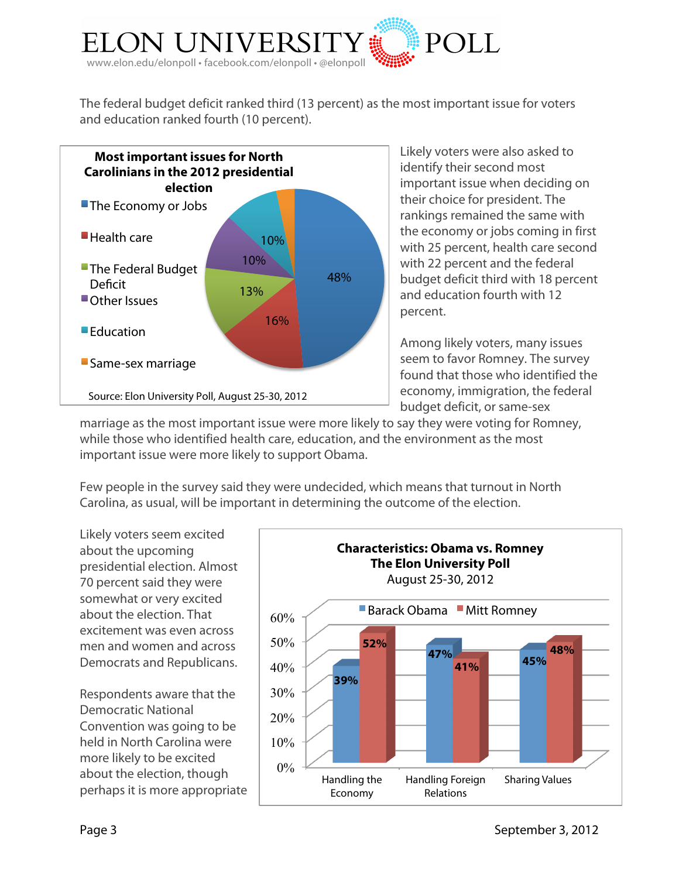The federal budget deficit ranked third (13 percent) as the most important issue for voters and education ranked fourth (10 percent).

**Most important issues for North Carolinians in the 2012 presidential election**

| Issue | Percent |
| --- | --- |
| The Economy or Jobs | 48% |
| Health care | 16% |
| The Federal Budget Deficit | 13% |
| Other Issues | 10% |
| Education | 10% |
| Same-sex marriage | |

Source: Elon University Poll, August 25-30, 2012

Likely voters were also asked to identify their second most important issue when deciding on their choice for president. The rankings remained the same with the economy or jobs coming in first with 25 percent, health care second with 22 percent and the federal budget deficit third with 18 percent and education fourth with 12 percent.

Among likely voters, many issues seem to favor Romney. The survey found that those who identified the economy, immigration, the federal budget deficit, or same-sex marriage as the most important issue were more likely to say they were voting for Romney, while those who identified health care, education, and the environment as the most important issue were more likely to support Obama.

Few people in the survey said they were undecided, which means that turnout in North Carolina, as usual, will be important in determining the outcome of the election.

Likely voters seem excited about the upcoming presidential election. Almost 70 percent said they were somewhat or very excited about the election. That excitement was even across men and women and across Democrats and Republicans.

**Characteristics: Obama vs. Romney**
**The Elon University Poll**
August 25-30, 2012

| | Barack Obama | Mitt Romney |
| --- | --- | --- |
| Handling the Economy | 39% | 52% |
| Handling Foreign Relations | 47% | 41% |
| Sharing Values | 45% | 48% |

Respondents aware that the Democratic National Convention was going to be held in North Carolina were more likely to be excited about the election, though perhaps it is more appropriate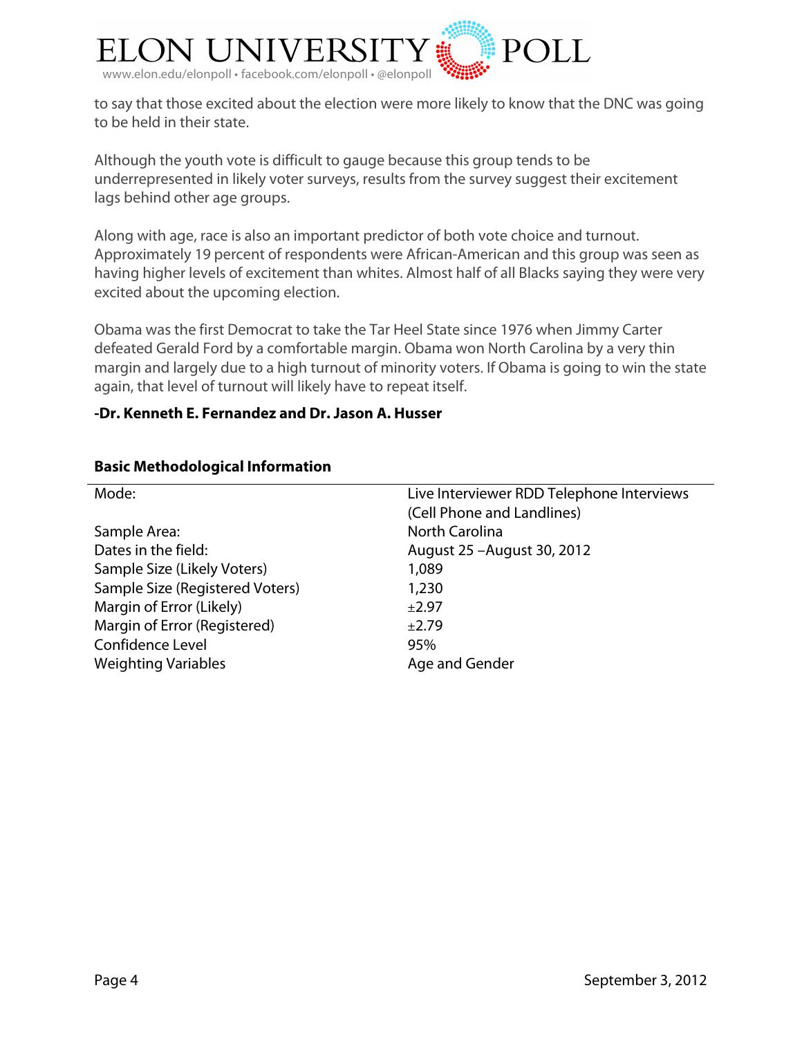to say that those excited about the election were more likely to know that the DNC was going to be held in their state.

Although the youth vote is difficult to gauge because this group tends to be underrepresented in likely voter surveys, results from the survey suggest their excitement lags behind other age groups.

Along with age, race is also an important predictor of both vote choice and turnout. Approximately 19 percent of respondents were African-American and this group was seen as having higher levels of excitement than whites. Almost half of all Blacks saying they were very excited about the upcoming election.

Obama was the first Democrat to take the Tar Heel State since 1976 when Jimmy Carter defeated Gerald Ford by a comfortable margin. Obama won North Carolina by a very thin margin and largely due to a high turnout of minority voters. If Obama is going to win the state again, that level of turnout will likely have to repeat itself.

**-Dr. Kenneth E. Fernandez and Dr. Jason A. Husser**

**Basic Methodological Information**

| | |
|---|---|
| Mode: | Live Interviewer RDD Telephone Interviews (Cell Phone and Landlines) |
| Sample Area: | North Carolina |
| Dates in the field: | August 25 –August 30, 2012 |
| Sample Size (Likely Voters) | 1,089 |
| Sample Size (Registered Voters) | 1,230 |
| Margin of Error (Likely) | ±2.97 |
| Margin of Error (Registered) | ±2.79 |
| Confidence Level | 95% |
| Weighting Variables | Age and Gender |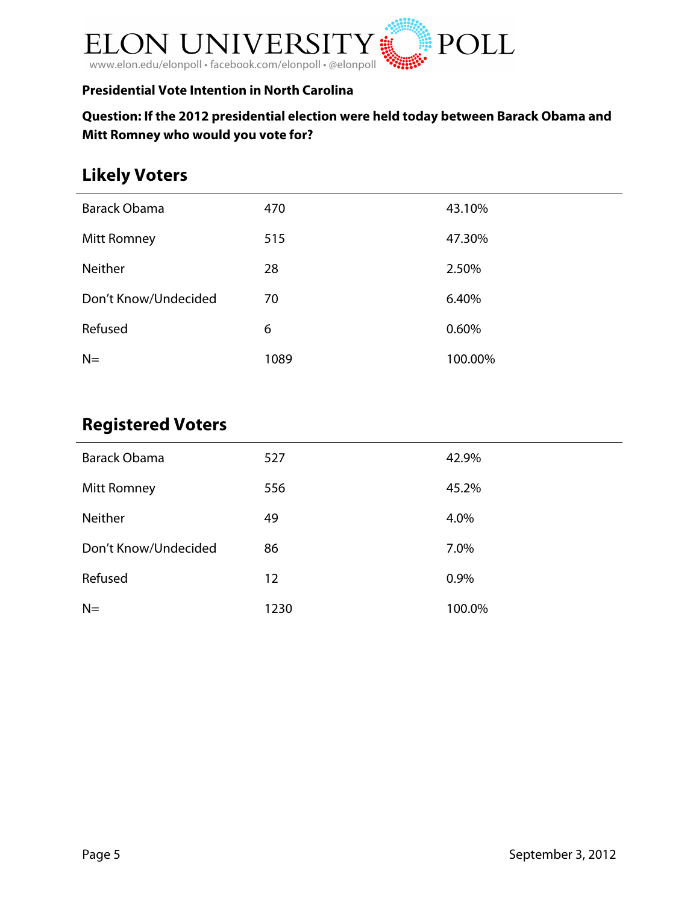**Presidential Vote Intention in North Carolina**

**Question: If the 2012 presidential election were held today between Barack Obama and Mitt Romney who would you vote for?**

## Likely Voters

| | | |
|---|---|---|
| Barack Obama | 470 | 43.10% |
| Mitt Romney | 515 | 47.30% |
| Neither | 28 | 2.50% |
| Don't Know/Undecided | 70 | 6.40% |
| Refused | 6 | 0.60% |
| N= | 1089 | 100.00% |

## Registered Voters

| | | |
|---|---|---|
| Barack Obama | 527 | 42.9% |
| Mitt Romney | 556 | 45.2% |
| Neither | 49 | 4.0% |
| Don't Know/Undecided | 86 | 7.0% |
| Refused | 12 | 0.9% |
| N= | 1230 | 100.0% |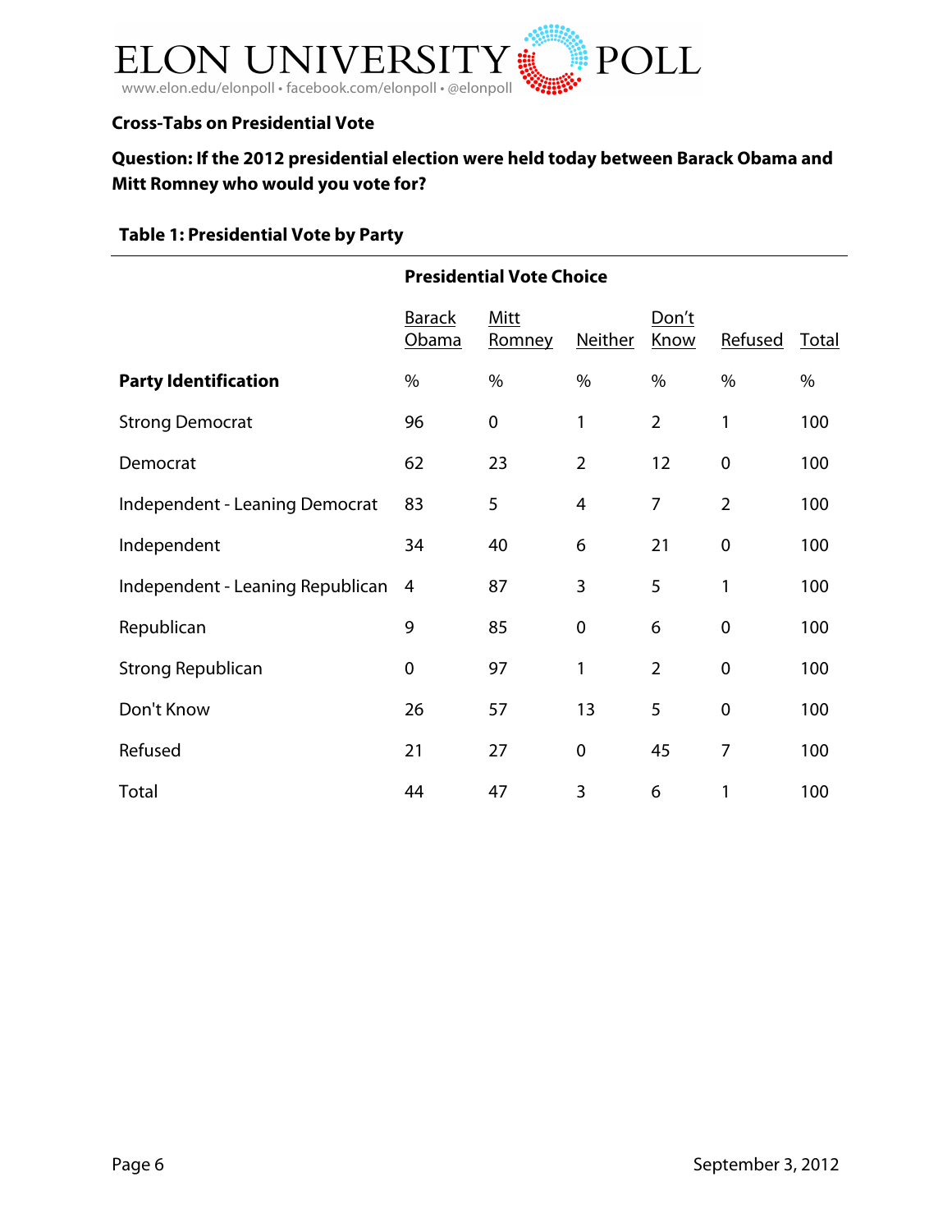**Cross-Tabs on Presidential Vote**

**Question: If the 2012 presidential election were held today between Barack Obama and Mitt Romney who would you vote for?**

**Table 1: Presidential Vote by Party**

| | **Presidential Vote Choice** | | | | | |
|---|---|---|---|---|---|---|
| | Barack Obama | Mitt Romney | Neither | Don't Know | Refused | Total |
| **Party Identification** | % | % | % | % | % | % |
| Strong Democrat | 96 | 0 | 1 | 2 | 1 | 100 |
| Democrat | 62 | 23 | 2 | 12 | 0 | 100 |
| Independent - Leaning Democrat | 83 | 5 | 4 | 7 | 2 | 100 |
| Independent | 34 | 40 | 6 | 21 | 0 | 100 |
| Independent - Leaning Republican | 4 | 87 | 3 | 5 | 1 | 100 |
| Republican | 9 | 85 | 0 | 6 | 0 | 100 |
| Strong Republican | 0 | 97 | 1 | 2 | 0 | 100 |
| Don't Know | 26 | 57 | 13 | 5 | 0 | 100 |
| Refused | 21 | 27 | 0 | 45 | 7 | 100 |
| Total | 44 | 47 | 3 | 6 | 1 | 100 |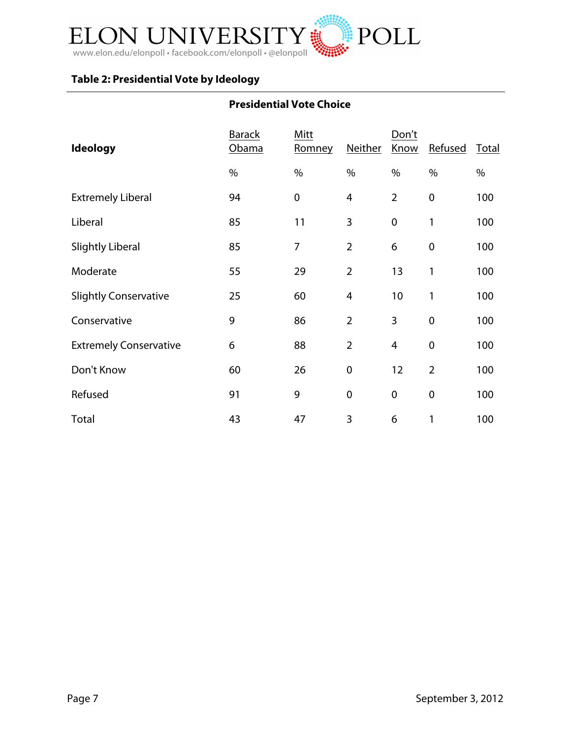### Table 2: Presidential Vote by Ideology

| | Presidential Vote Choice | | | | | |
|---|---|---|---|---|---|---|
| **Ideology** | Barack Obama | Mitt Romney | Neither | Don't Know | Refused | Total |
| | % | % | % | % | % | % |
| Extremely Liberal | 94 | 0 | 4 | 2 | 0 | 100 |
| Liberal | 85 | 11 | 3 | 0 | 1 | 100 |
| Slightly Liberal | 85 | 7 | 2 | 6 | 0 | 100 |
| Moderate | 55 | 29 | 2 | 13 | 1 | 100 |
| Slightly Conservative | 25 | 60 | 4 | 10 | 1 | 100 |
| Conservative | 9 | 86 | 2 | 3 | 0 | 100 |
| Extremely Conservative | 6 | 88 | 2 | 4 | 0 | 100 |
| Don't Know | 60 | 26 | 0 | 12 | 2 | 100 |
| Refused | 91 | 9 | 0 | 0 | 0 | 100 |
| Total | 43 | 47 | 3 | 6 | 1 | 100 |

September 3, 2012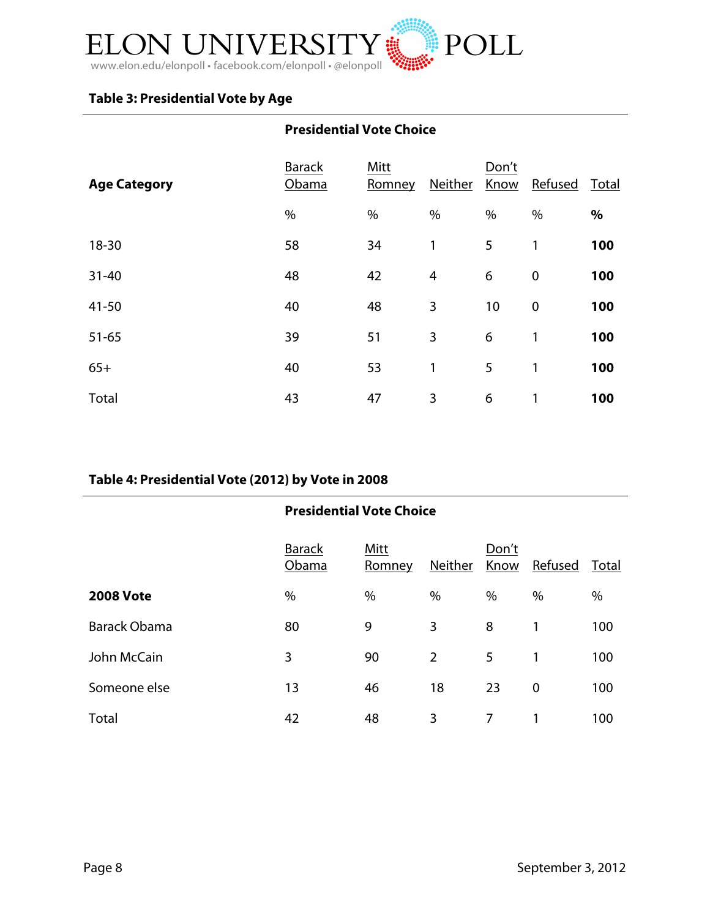### Table 3: Presidential Vote by Age

| | Presidential Vote Choice | | | | | |
|---|---|---|---|---|---|---|
| **Age Category** | Barack Obama | Mitt Romney | Neither | Don't Know | Refused | Total |
| | % | % | % | % | % | **%** |
| 18-30 | 58 | 34 | 1 | 5 | 1 | **100** |
| 31-40 | 48 | 42 | 4 | 6 | 0 | **100** |
| 41-50 | 40 | 48 | 3 | 10 | 0 | **100** |
| 51-65 | 39 | 51 | 3 | 6 | 1 | **100** |
| 65+ | 40 | 53 | 1 | 5 | 1 | **100** |
| Total | 43 | 47 | 3 | 6 | 1 | **100** |

### Table 4: Presidential Vote (2012) by Vote in 2008

| | Presidential Vote Choice | | | | | |
|---|---|---|---|---|---|---|
| | Barack Obama | Mitt Romney | Neither | Don't Know | Refused | Total |
| **2008 Vote** | % | % | % | % | % | % |
| Barack Obama | 80 | 9 | 3 | 8 | 1 | 100 |
| John McCain | 3 | 90 | 2 | 5 | 1 | 100 |
| Someone else | 13 | 46 | 18 | 23 | 0 | 100 |
| Total | 42 | 48 | 3 | 7 | 1 | 100 |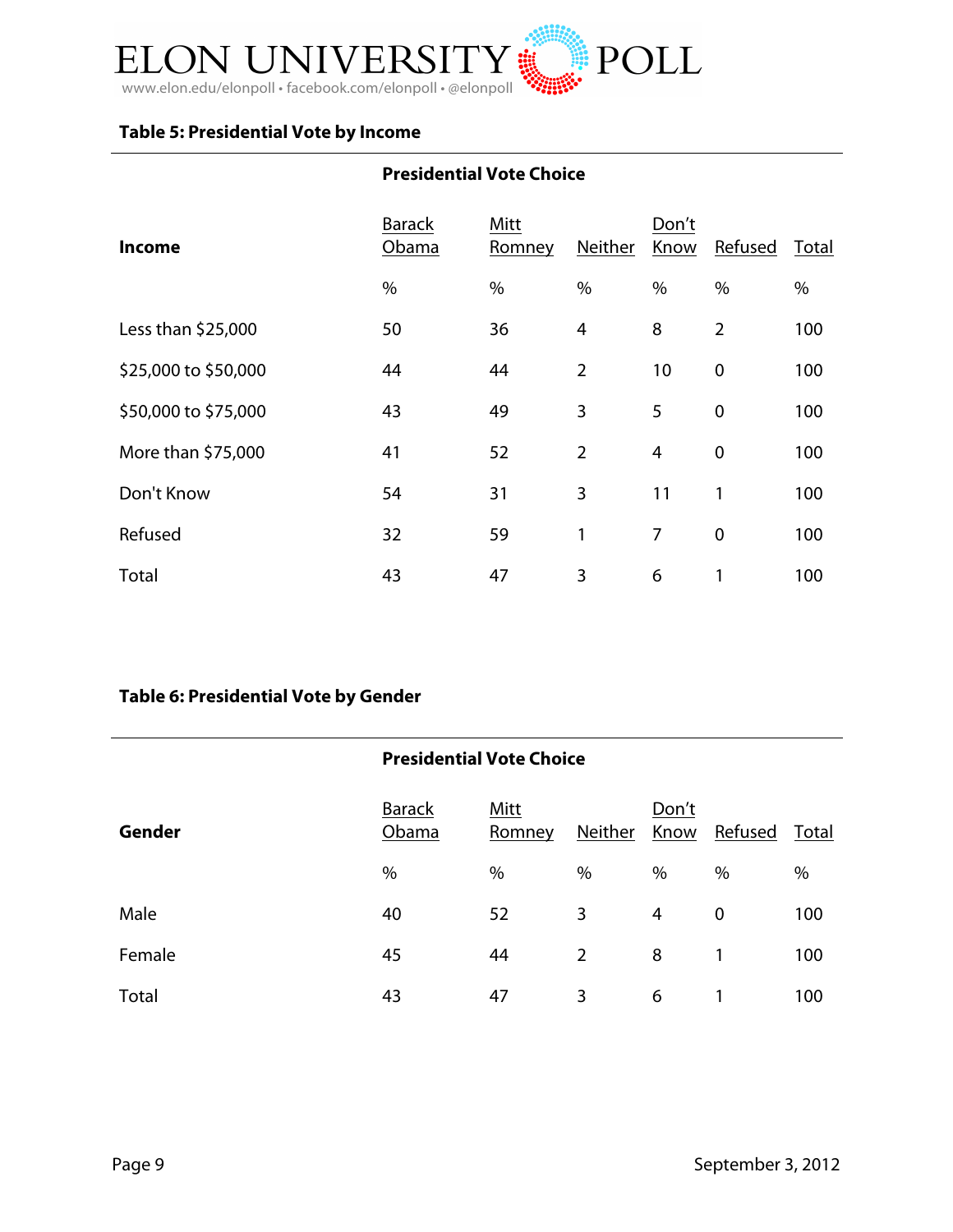### Table 5: Presidential Vote by Income

| | Presidential Vote Choice | | | | | |
|---|---|---|---|---|---|---|
| Income | Barack Obama | Mitt Romney | Neither | Don't Know | Refused | Total |
| | % | % | % | % | % | % |
| Less than $25,000 | 50 | 36 | 4 | 8 | 2 | 100 |
| $25,000 to $50,000 | 44 | 44 | 2 | 10 | 0 | 100 |
| $50,000 to $75,000 | 43 | 49 | 3 | 5 | 0 | 100 |
| More than $75,000 | 41 | 52 | 2 | 4 | 0 | 100 |
| Don't Know | 54 | 31 | 3 | 11 | 1 | 100 |
| Refused | 32 | 59 | 1 | 7 | 0 | 100 |
| Total | 43 | 47 | 3 | 6 | 1 | 100 |

### Table 6: Presidential Vote by Gender

| | Presidential Vote Choice | | | | | |
|---|---|---|---|---|---|---|
| Gender | Barack Obama | Mitt Romney | Neither | Don't Know | Refused | Total |
| | % | % | % | % | % | % |
| Male | 40 | 52 | 3 | 4 | 0 | 100 |
| Female | 45 | 44 | 2 | 8 | 1 | 100 |
| Total | 43 | 47 | 3 | 6 | 1 | 100 |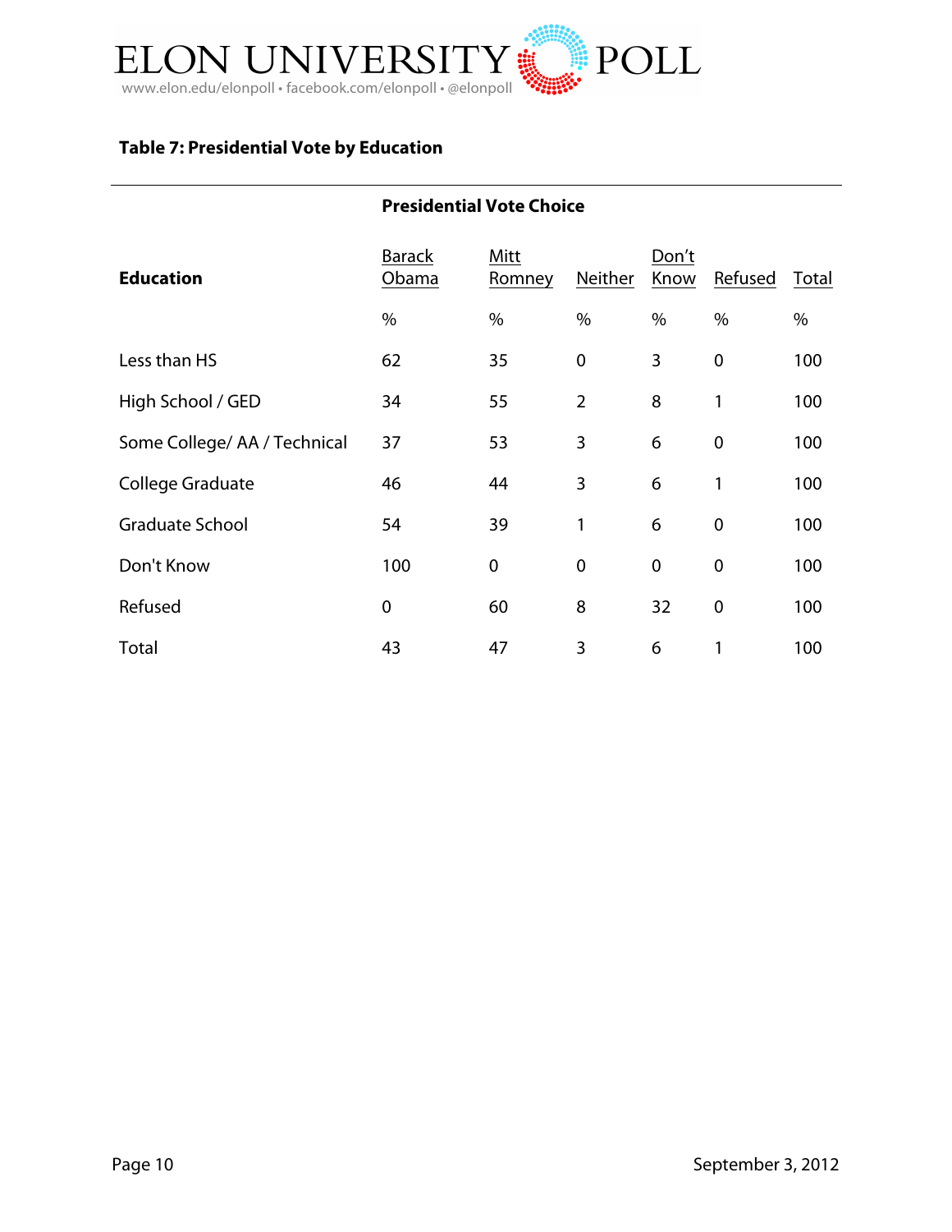### Table 7: Presidential Vote by Education

| Education | Presidential Vote Choice | | | | | |
|---|---|---|---|---|---|---|
| | Barack Obama | Mitt Romney | Neither | Don't Know | Refused | Total |
| | % | % | % | % | % | % |
| Less than HS | 62 | 35 | 0 | 3 | 0 | 100 |
| High School / GED | 34 | 55 | 2 | 8 | 1 | 100 |
| Some College/ AA / Technical | 37 | 53 | 3 | 6 | 0 | 100 |
| College Graduate | 46 | 44 | 3 | 6 | 1 | 100 |
| Graduate School | 54 | 39 | 1 | 6 | 0 | 100 |
| Don't Know | 100 | 0 | 0 | 0 | 0 | 100 |
| Refused | 0 | 60 | 8 | 32 | 0 | 100 |
| Total | 43 | 47 | 3 | 6 | 1 | 100 |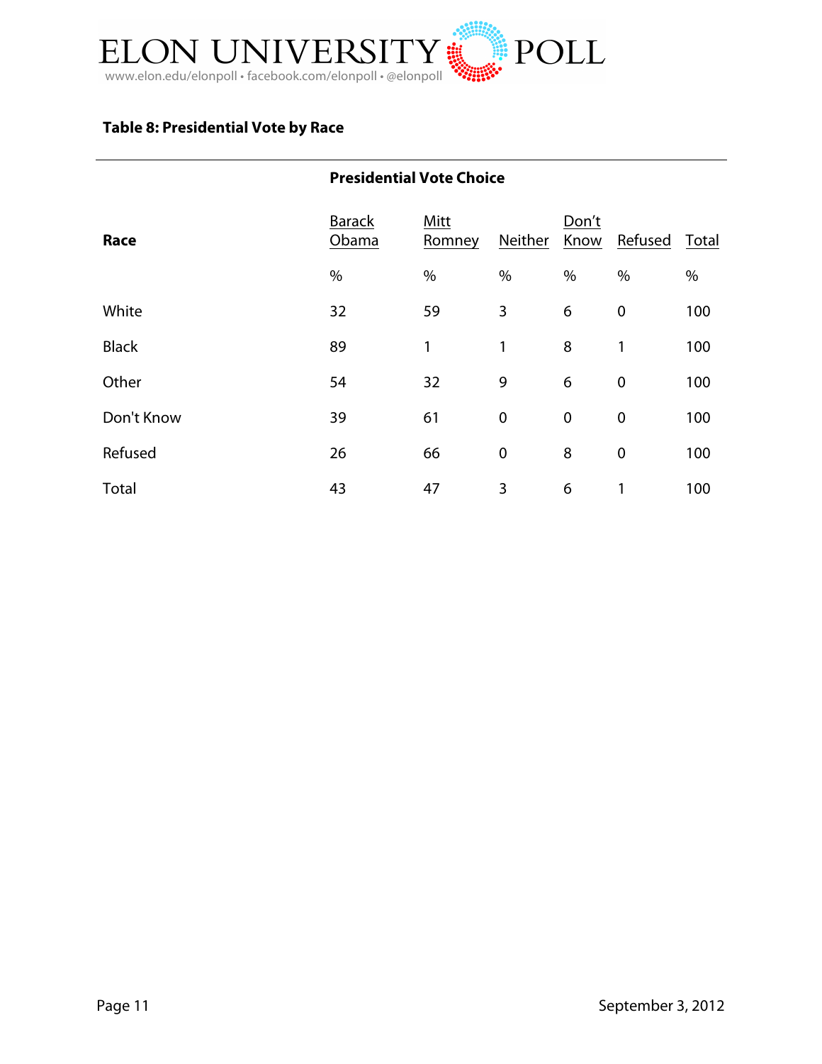## Table 8: Presidential Vote by Race

| Race | Presidential Vote Choice | | | | | |
|---|---|---|---|---|---|---|
| | Barack Obama | Mitt Romney | Neither | Don't Know | Refused | Total |
| | % | % | % | % | % | % |
| White | 32 | 59 | 3 | 6 | 0 | 100 |
| Black | 89 | 1 | 1 | 8 | 1 | 100 |
| Other | 54 | 32 | 9 | 6 | 0 | 100 |
| Don't Know | 39 | 61 | 0 | 0 | 0 | 100 |
| Refused | 26 | 66 | 0 | 8 | 0 | 100 |
| Total | 43 | 47 | 3 | 6 | 1 | 100 |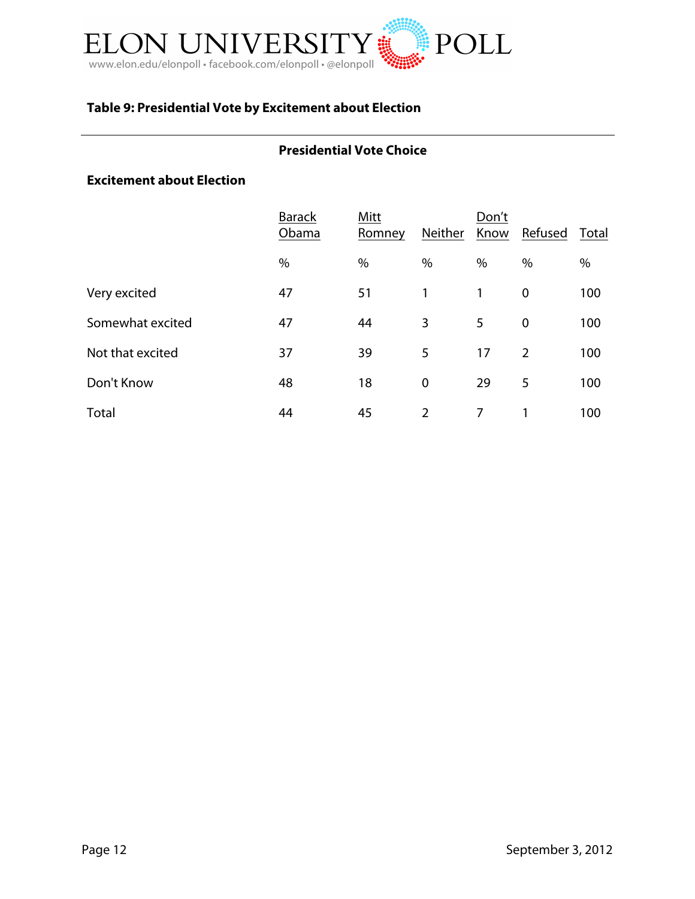**Table 9: Presidential Vote by Excitement about Election**

| Excitement about Election | Presidential Vote Choice | | | | | |
|---|---|---|---|---|---|---|
| | Barack Obama | Mitt Romney | Neither | Don't Know | Refused | Total |
| | % | % | % | % | % | % |
| Very excited | 47 | 51 | 1 | 1 | 0 | 100 |
| Somewhat excited | 47 | 44 | 3 | 5 | 0 | 100 |
| Not that excited | 37 | 39 | 5 | 17 | 2 | 100 |
| Don't Know | 48 | 18 | 0 | 29 | 5 | 100 |
| Total | 44 | 45 | 2 | 7 | 1 | 100 |

September 3, 2012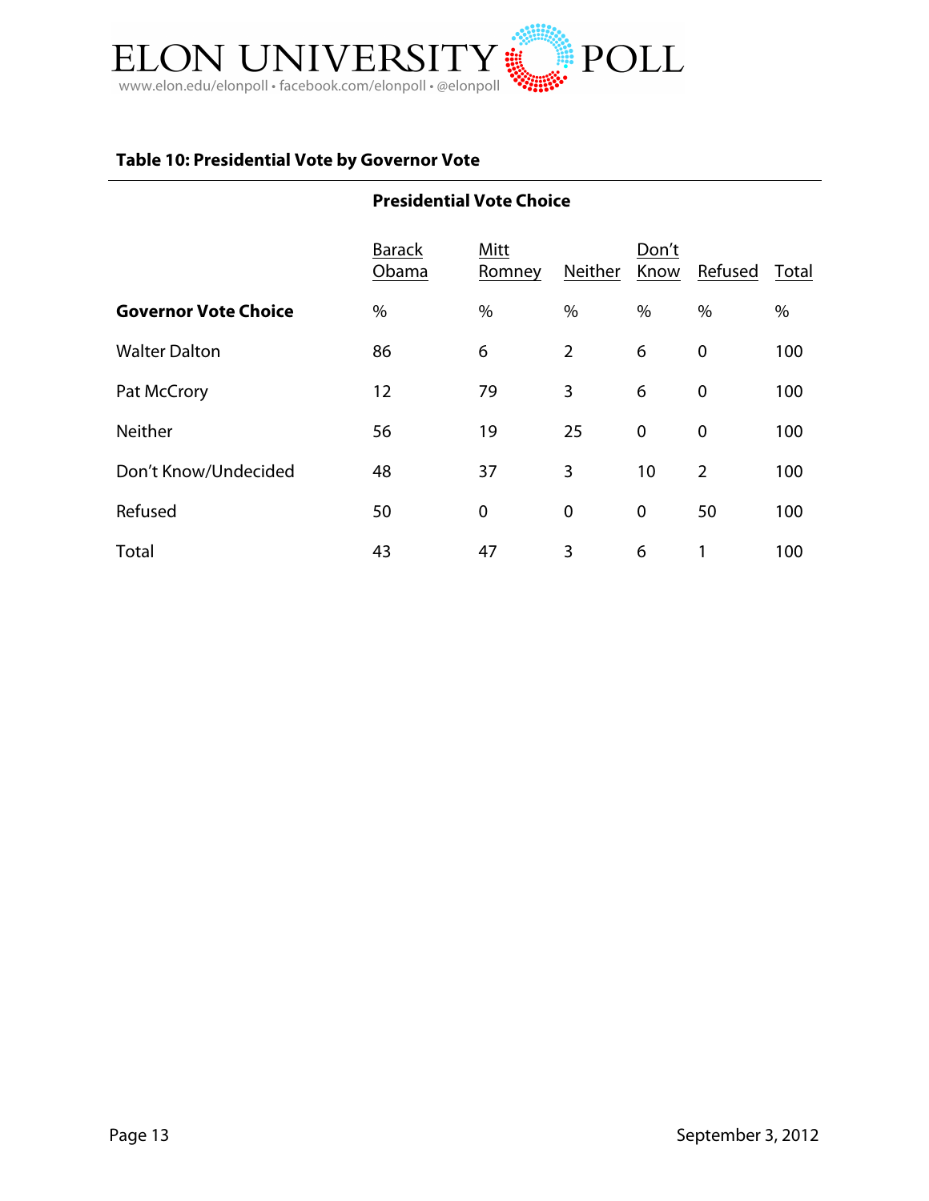### Table 10: Presidential Vote by Governor Vote

| | Presidential Vote Choice | | | | | |
|---|---|---|---|---|---|---|
| | Barack Obama | Mitt Romney | Neither | Don't Know | Refused | Total |
| **Governor Vote Choice** | % | % | % | % | % | % |
| Walter Dalton | 86 | 6 | 2 | 6 | 0 | 100 |
| Pat McCrory | 12 | 79 | 3 | 6 | 0 | 100 |
| Neither | 56 | 19 | 25 | 0 | 0 | 100 |
| Don't Know/Undecided | 48 | 37 | 3 | 10 | 2 | 100 |
| Refused | 50 | 0 | 0 | 0 | 50 | 100 |
| Total | 43 | 47 | 3 | 6 | 1 | 100 |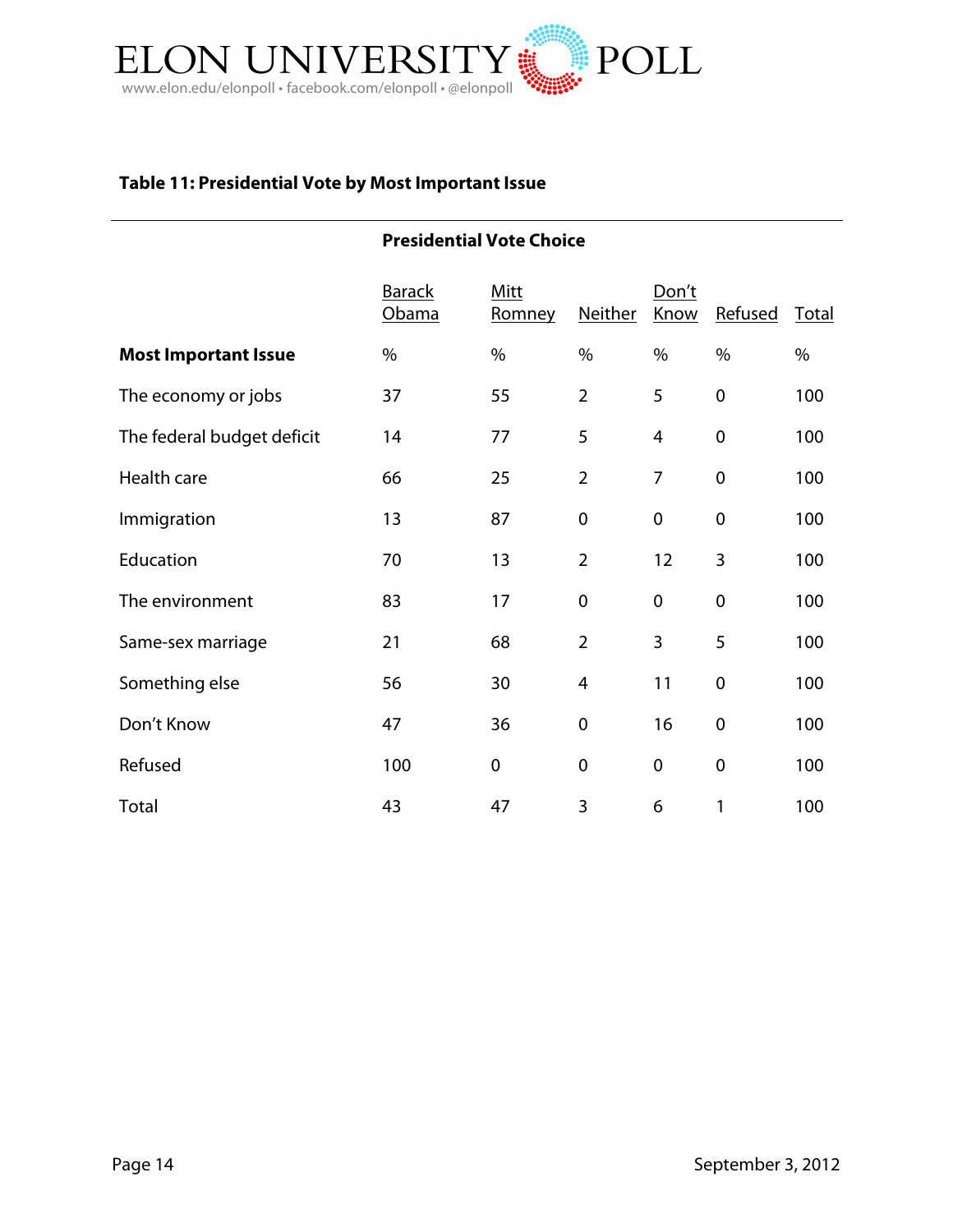### Table 11: Presidential Vote by Most Important Issue

| | Presidential Vote Choice | | | | | |
|---|---|---|---|---|---|---|
| | Barack Obama | Mitt Romney | Neither | Don't Know | Refused | Total |
| **Most Important Issue** | % | % | % | % | % | % |
| The economy or jobs | 37 | 55 | 2 | 5 | 0 | 100 |
| The federal budget deficit | 14 | 77 | 5 | 4 | 0 | 100 |
| Health care | 66 | 25 | 2 | 7 | 0 | 100 |
| Immigration | 13 | 87 | 0 | 0 | 0 | 100 |
| Education | 70 | 13 | 2 | 12 | 3 | 100 |
| The environment | 83 | 17 | 0 | 0 | 0 | 100 |
| Same-sex marriage | 21 | 68 | 2 | 3 | 5 | 100 |
| Something else | 56 | 30 | 4 | 11 | 0 | 100 |
| Don't Know | 47 | 36 | 0 | 16 | 0 | 100 |
| Refused | 100 | 0 | 0 | 0 | 0 | 100 |
| Total | 43 | 47 | 3 | 6 | 1 | 100 |

September 3, 2012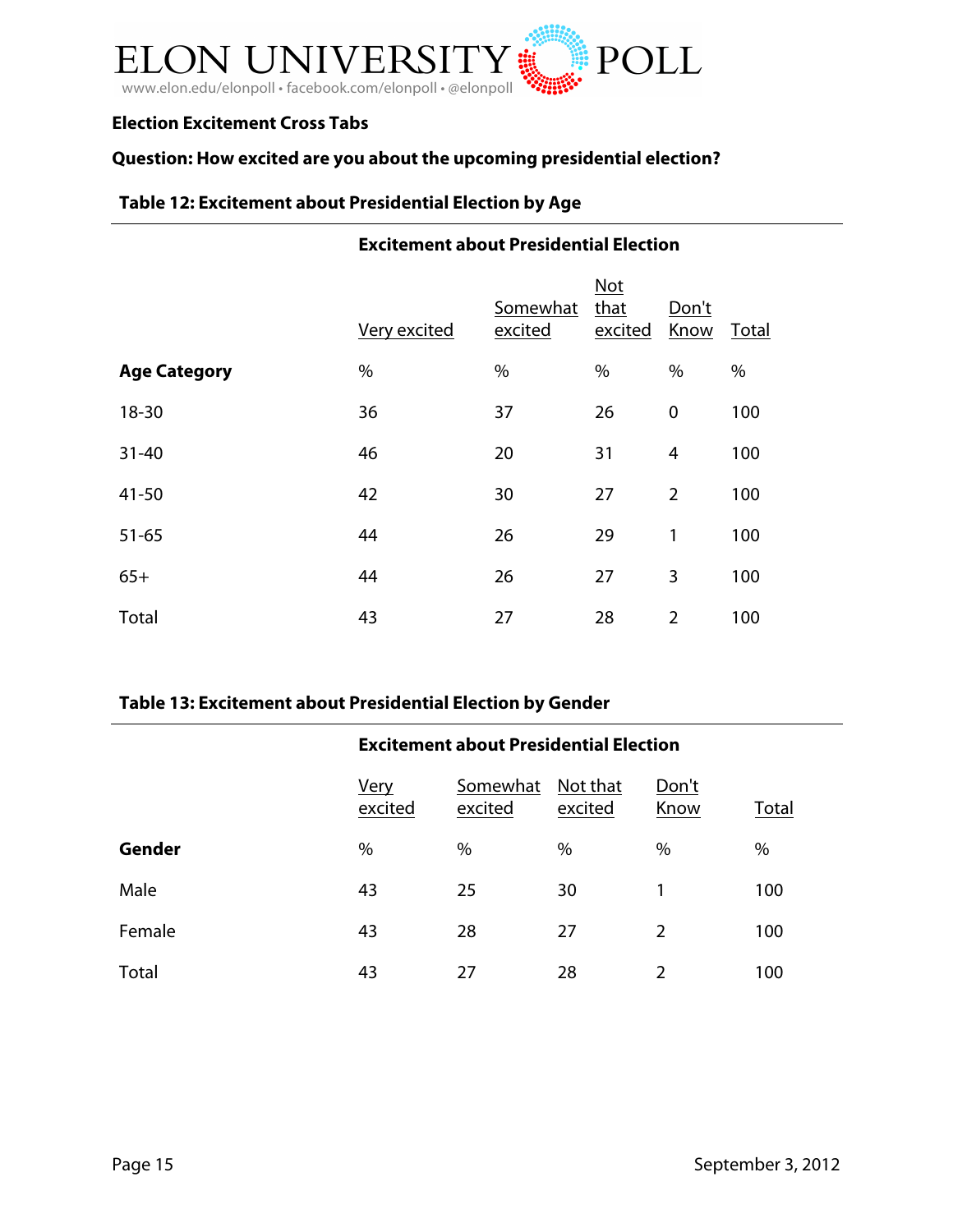ELON UNIVERSITY POLL

www.elon.edu/elonpoll • facebook.com/elonpoll • @elonpoll

**Election Excitement Cross Tabs**

**Question: How excited are you about the upcoming presidential election?**

**Table 12: Excitement about Presidential Election by Age**

| | Excitement about Presidential Election | | | | |
|---|---|---|---|---|---|
| | Very excited | Somewhat excited | Not that excited | Don't Know | Total |
| **Age Category** | % | % | % | % | % |
| 18-30 | 36 | 37 | 26 | 0 | 100 |
| 31-40 | 46 | 20 | 31 | 4 | 100 |
| 41-50 | 42 | 30 | 27 | 2 | 100 |
| 51-65 | 44 | 26 | 29 | 1 | 100 |
| 65+ | 44 | 26 | 27 | 3 | 100 |
| Total | 43 | 27 | 28 | 2 | 100 |

**Table 13: Excitement about Presidential Election by Gender**

| | Excitement about Presidential Election | | | | |
|---|---|---|---|---|---|
| | Very excited | Somewhat excited | Not that excited | Don't Know | Total |
| **Gender** | % | % | % | % | % |
| Male | 43 | 25 | 30 | 1 | 100 |
| Female | 43 | 28 | 27 | 2 | 100 |
| Total | 43 | 27 | 28 | 2 | 100 |

September 3, 2012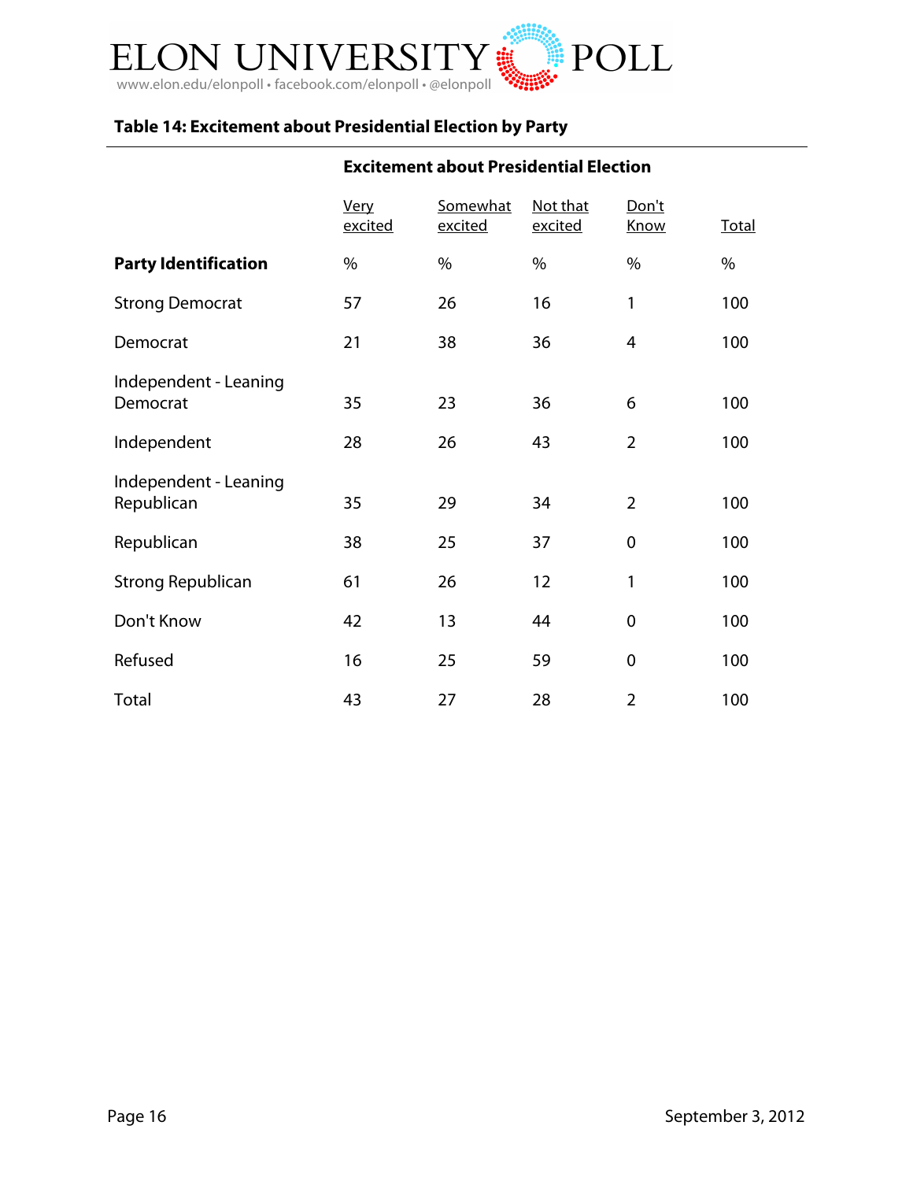**Table 14: Excitement about Presidential Election by Party**

| | Excitement about Presidential Election | | | | |
|---|---|---|---|---|---|
| | Very excited | Somewhat excited | Not that excited | Don't Know | Total |
| **Party Identification** | % | % | % | % | % |
| Strong Democrat | 57 | 26 | 16 | 1 | 100 |
| Democrat | 21 | 38 | 36 | 4 | 100 |
| Independent - Leaning Democrat | 35 | 23 | 36 | 6 | 100 |
| Independent | 28 | 26 | 43 | 2 | 100 |
| Independent - Leaning Republican | 35 | 29 | 34 | 2 | 100 |
| Republican | 38 | 25 | 37 | 0 | 100 |
| Strong Republican | 61 | 26 | 12 | 1 | 100 |
| Don't Know | 42 | 13 | 44 | 0 | 100 |
| Refused | 16 | 25 | 59 | 0 | 100 |
| Total | 43 | 27 | 28 | 2 | 100 |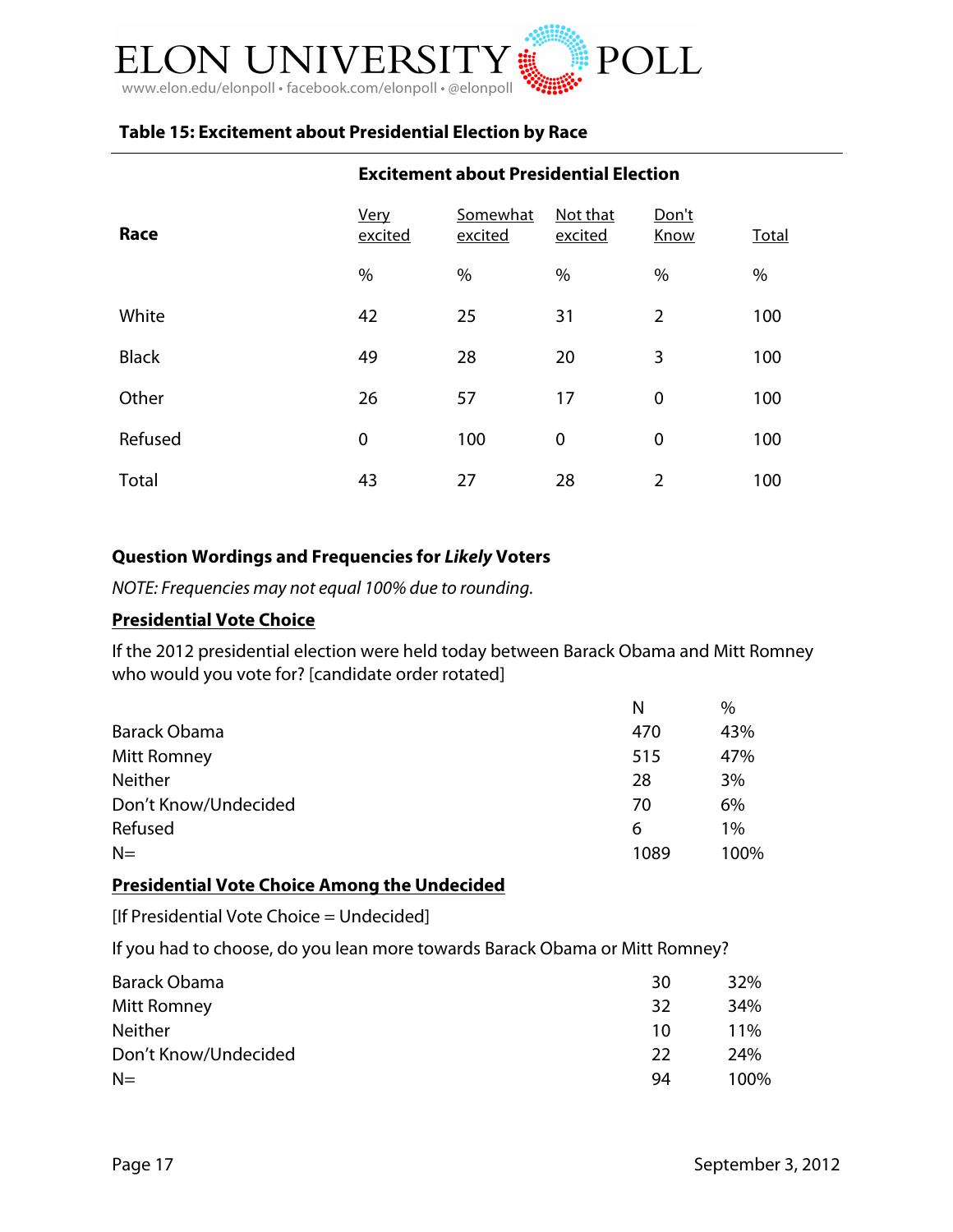### Table 15: Excitement about Presidential Election by Race

| Race | Excitement about Presidential Election | | | | |
|---|---|---|---|---|---|
| | Very excited | Somewhat excited | Not that excited | Don't Know | Total |
| | % | % | % | % | % |
| White | 42 | 25 | 31 | 2 | 100 |
| Black | 49 | 28 | 20 | 3 | 100 |
| Other | 26 | 57 | 17 | 0 | 100 |
| Refused | 0 | 100 | 0 | 0 | 100 |
| Total | 43 | 27 | 28 | 2 | 100 |

## Question Wordings and Frequencies for *Likely* Voters

*NOTE: Frequencies may not equal 100% due to rounding.*

### Presidential Vote Choice

If the 2012 presidential election were held today between Barack Obama and Mitt Romney who would you vote for? [candidate order rotated]

| | N | % |
|---|---|---|
| Barack Obama | 470 | 43% |
| Mitt Romney | 515 | 47% |
| Neither | 28 | 3% |
| Don't Know/Undecided | 70 | 6% |
| Refused | 6 | 1% |
| N= | 1089 | 100% |

### Presidential Vote Choice Among the Undecided

[If Presidential Vote Choice = Undecided]

If you had to choose, do you lean more towards Barack Obama or Mitt Romney?

| | | |
|---|---|---|
| Barack Obama | 30 | 32% |
| Mitt Romney | 32 | 34% |
| Neither | 10 | 11% |
| Don't Know/Undecided | 22 | 24% |
| N= | 94 | 100% |

September 3, 2012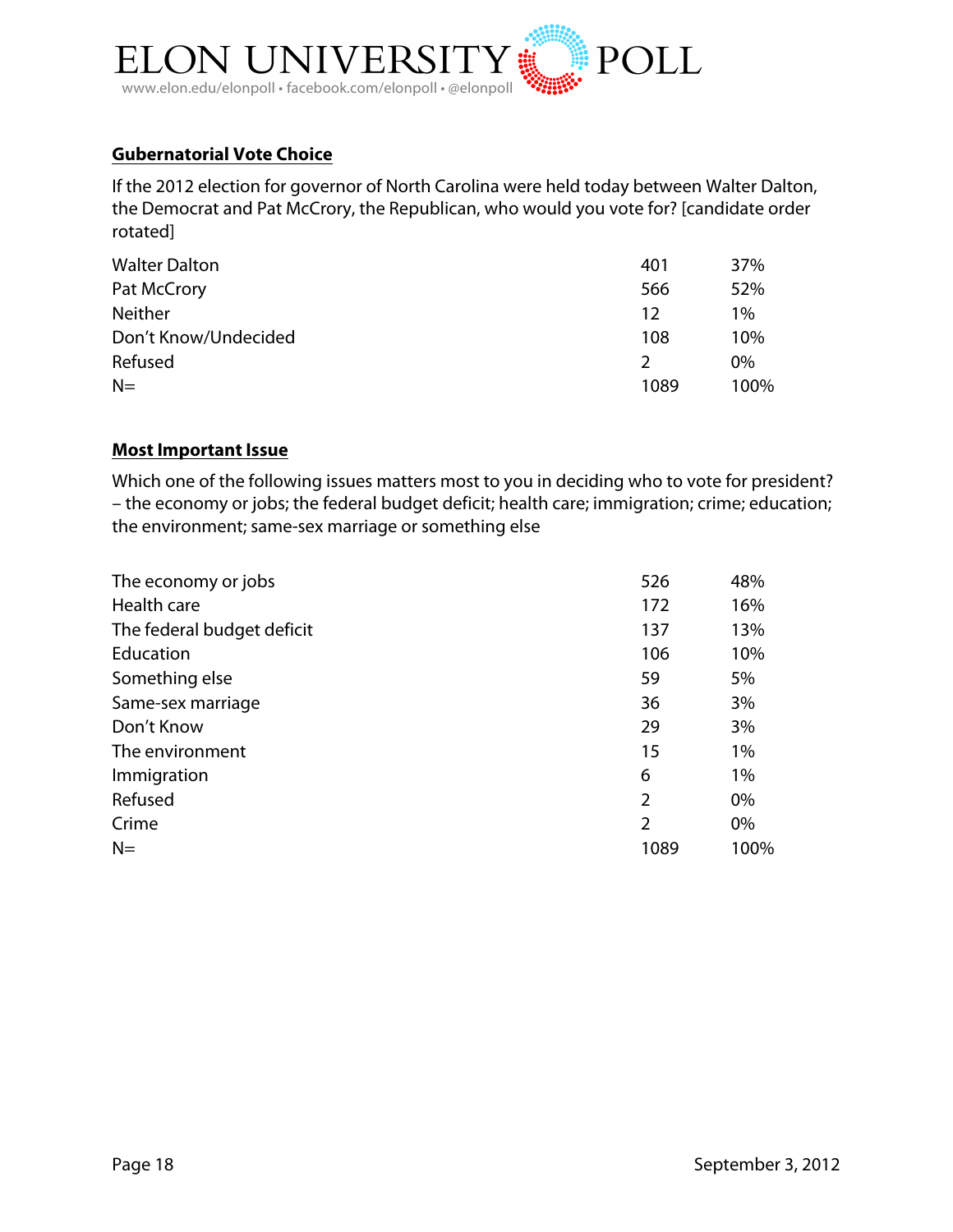## Gubernatorial Vote Choice

If the 2012 election for governor of North Carolina were held today between Walter Dalton, the Democrat and Pat McCrory, the Republican, who would you vote for? [candidate order rotated]

| | | |
|---|---|---|
| Walter Dalton | 401 | 37% |
| Pat McCrory | 566 | 52% |
| Neither | 12 | 1% |
| Don't Know/Undecided | 108 | 10% |
| Refused | 2 | 0% |
| N= | 1089 | 100% |

## Most Important Issue

Which one of the following issues matters most to you in deciding who to vote for president? – the economy or jobs; the federal budget deficit; health care; immigration; crime; education; the environment; same-sex marriage or something else

| | | |
|---|---|---|
| The economy or jobs | 526 | 48% |
| Health care | 172 | 16% |
| The federal budget deficit | 137 | 13% |
| Education | 106 | 10% |
| Something else | 59 | 5% |
| Same-sex marriage | 36 | 3% |
| Don't Know | 29 | 3% |
| The environment | 15 | 1% |
| Immigration | 6 | 1% |
| Refused | 2 | 0% |
| Crime | 2 | 0% |
| N= | 1089 | 100% |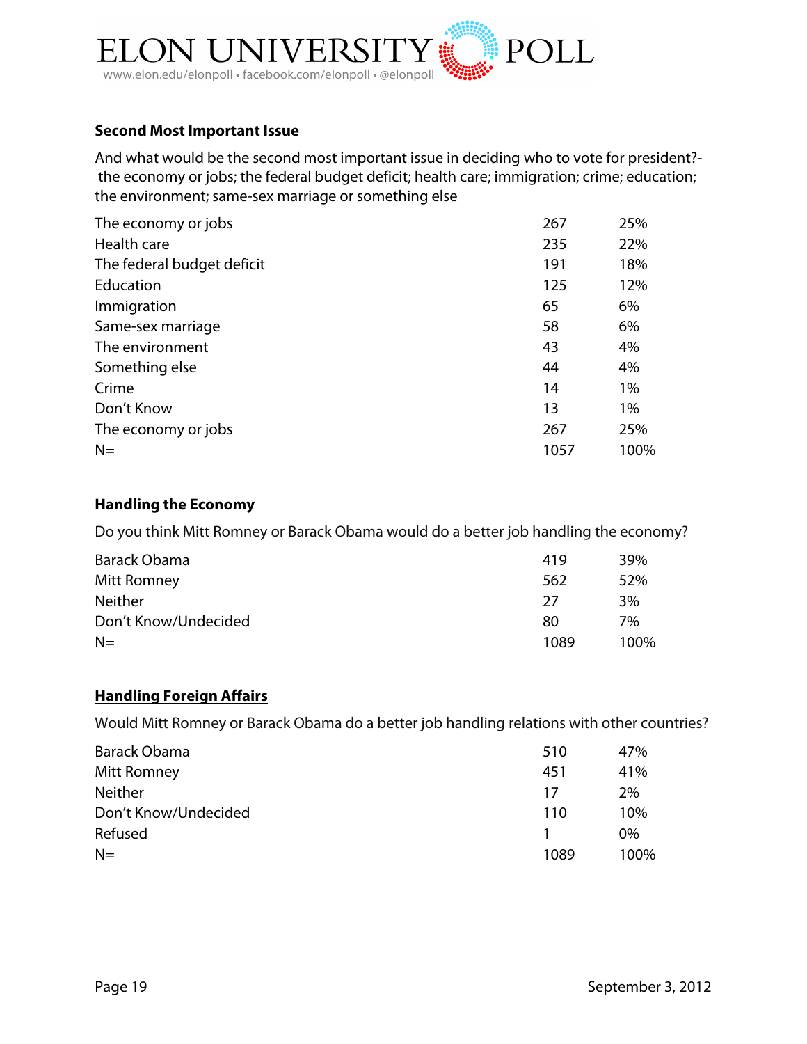## Second Most Important Issue

And what would be the second most important issue in deciding who to vote for president?- the economy or jobs; the federal budget deficit; health care; immigration; crime; education; the environment; same-sex marriage or something else

| | | |
|---|---|---|
| The economy or jobs | 267 | 25% |
| Health care | 235 | 22% |
| The federal budget deficit | 191 | 18% |
| Education | 125 | 12% |
| Immigration | 65 | 6% |
| Same-sex marriage | 58 | 6% |
| The environment | 43 | 4% |
| Something else | 44 | 4% |
| Crime | 14 | 1% |
| Don't Know | 13 | 1% |
| The economy or jobs | 267 | 25% |
| N= | 1057 | 100% |

## Handling the Economy

Do you think Mitt Romney or Barack Obama would do a better job handling the economy?

| | | |
|---|---|---|
| Barack Obama | 419 | 39% |
| Mitt Romney | 562 | 52% |
| Neither | 27 | 3% |
| Don't Know/Undecided | 80 | 7% |
| N= | 1089 | 100% |

## Handling Foreign Affairs

Would Mitt Romney or Barack Obama do a better job handling relations with other countries?

| | | |
|---|---|---|
| Barack Obama | 510 | 47% |
| Mitt Romney | 451 | 41% |
| Neither | 17 | 2% |
| Don't Know/Undecided | 110 | 10% |
| Refused | 1 | 0% |
| N= | 1089 | 100% |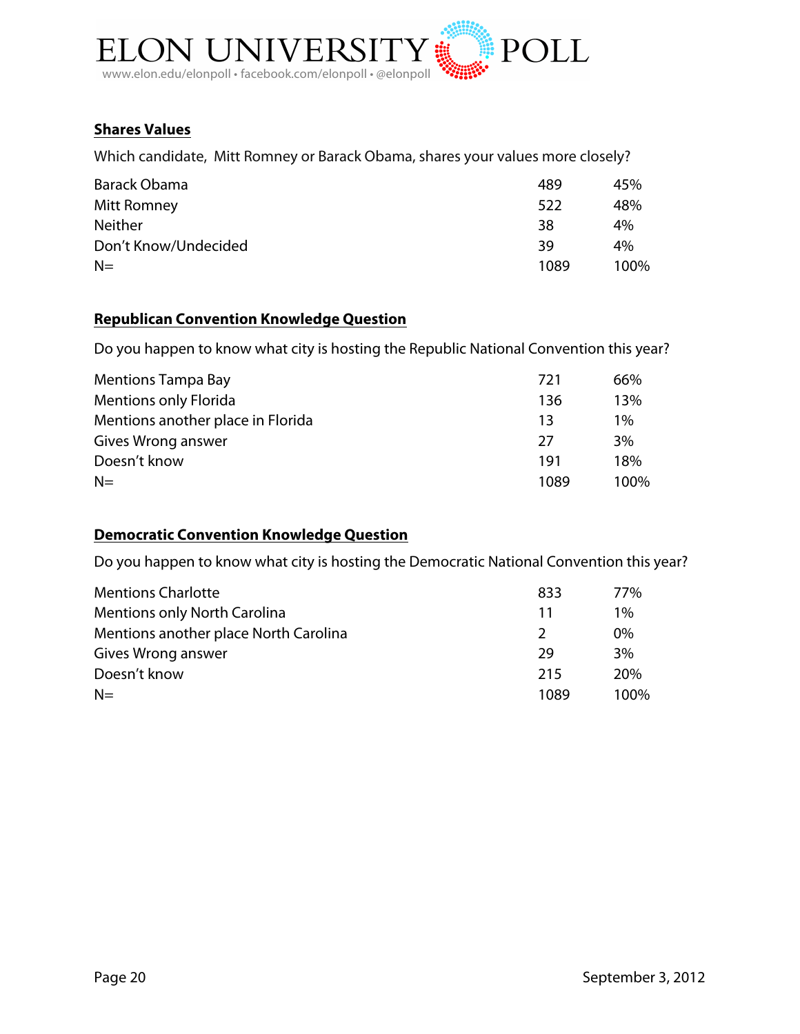## Shares Values

Which candidate, Mitt Romney or Barack Obama, shares your values more closely?

| | | |
|---|---|---|
| Barack Obama | 489 | 45% |
| Mitt Romney | 522 | 48% |
| Neither | 38 | 4% |
| Don't Know/Undecided | 39 | 4% |
| N= | 1089 | 100% |

## Republican Convention Knowledge Question

Do you happen to know what city is hosting the Republic National Convention this year?

| | | |
|---|---|---|
| Mentions Tampa Bay | 721 | 66% |
| Mentions only Florida | 136 | 13% |
| Mentions another place in Florida | 13 | 1% |
| Gives Wrong answer | 27 | 3% |
| Doesn't know | 191 | 18% |
| N= | 1089 | 100% |

## Democratic Convention Knowledge Question

Do you happen to know what city is hosting the Democratic National Convention this year?

| | | |
|---|---|---|
| Mentions Charlotte | 833 | 77% |
| Mentions only North Carolina | 11 | 1% |
| Mentions another place North Carolina | 2 | 0% |
| Gives Wrong answer | 29 | 3% |
| Doesn't know | 215 | 20% |
| N= | 1089 | 100% |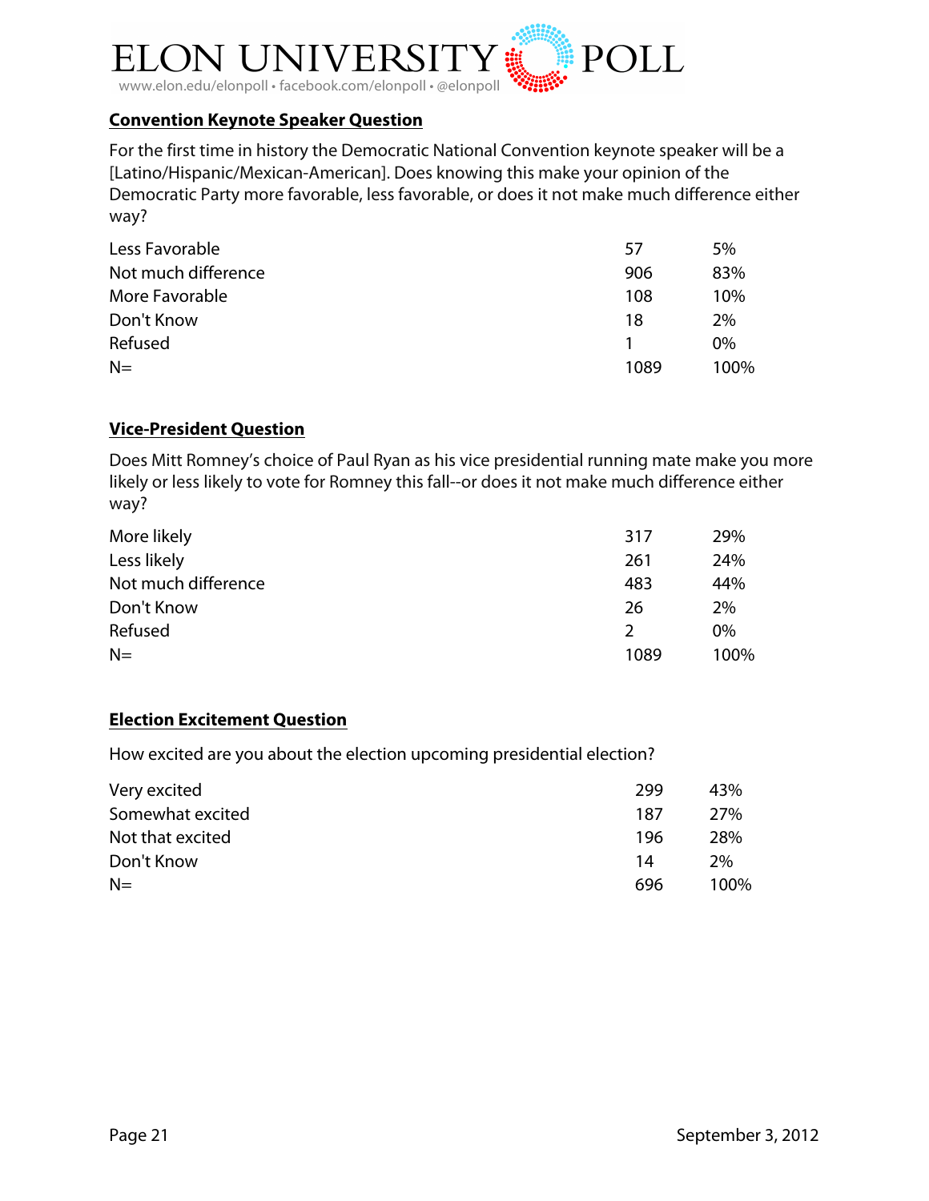## Convention Keynote Speaker Question

For the first time in history the Democratic National Convention keynote speaker will be a [Latino/Hispanic/Mexican-American]. Does knowing this make your opinion of the Democratic Party more favorable, less favorable, or does it not make much difference either way?

| | | |
|---|---|---|
| Less Favorable | 57 | 5% |
| Not much difference | 906 | 83% |
| More Favorable | 108 | 10% |
| Don't Know | 18 | 2% |
| Refused | 1 | 0% |
| N= | 1089 | 100% |

## Vice-President Question

Does Mitt Romney's choice of Paul Ryan as his vice presidential running mate make you more likely or less likely to vote for Romney this fall--or does it not make much difference either way?

| | | |
|---|---|---|
| More likely | 317 | 29% |
| Less likely | 261 | 24% |
| Not much difference | 483 | 44% |
| Don't Know | 26 | 2% |
| Refused | 2 | 0% |
| N= | 1089 | 100% |

## Election Excitement Question

How excited are you about the election upcoming presidential election?

| | | |
|---|---|---|
| Very excited | 299 | 43% |
| Somewhat excited | 187 | 27% |
| Not that excited | 196 | 28% |
| Don't Know | 14 | 2% |
| N= | 696 | 100% |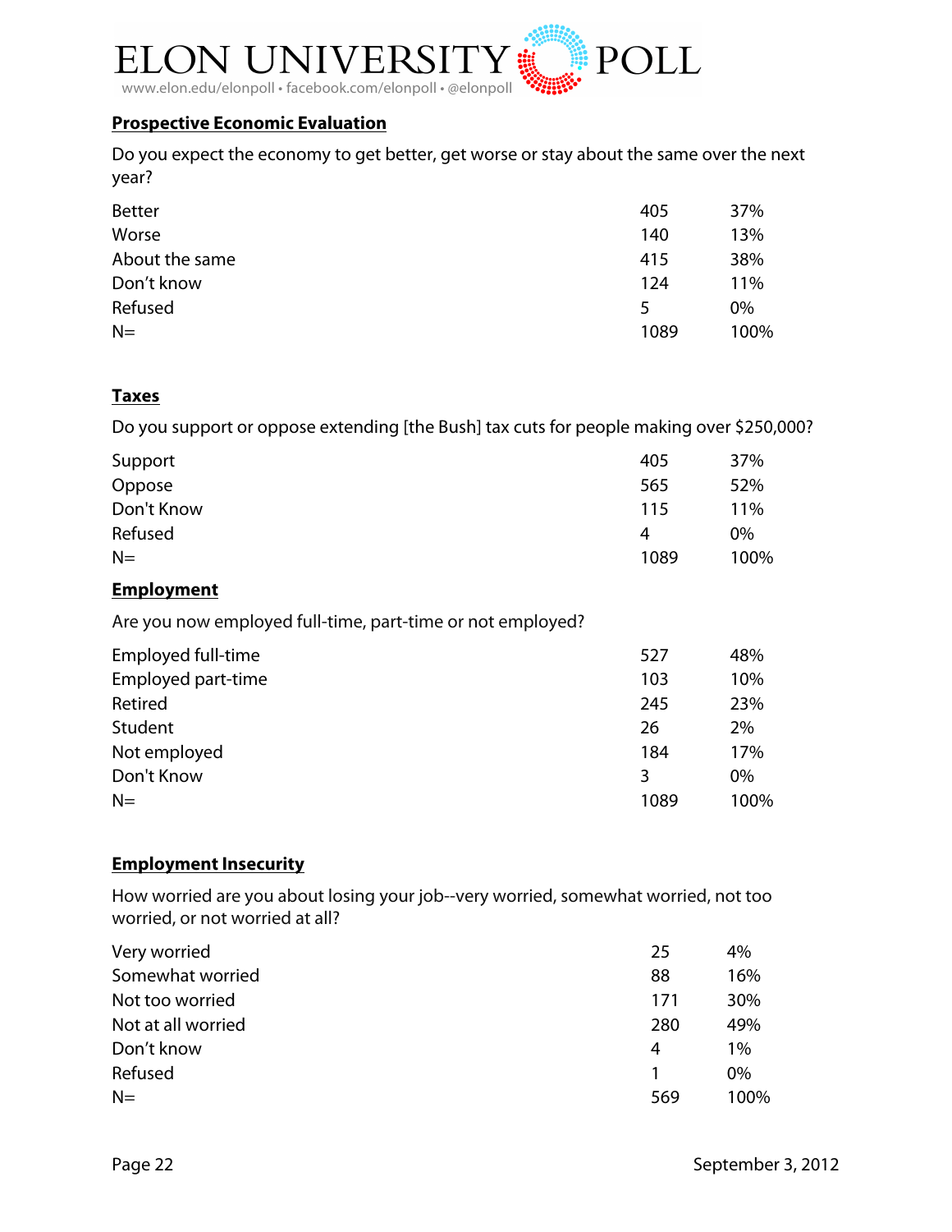## Prospective Economic Evaluation

Do you expect the economy to get better, get worse or stay about the same over the next year?

| | | |
|---|---|---|
| Better | 405 | 37% |
| Worse | 140 | 13% |
| About the same | 415 | 38% |
| Don't know | 124 | 11% |
| Refused | 5 | 0% |
| N= | 1089 | 100% |

## Taxes

Do you support or oppose extending [the Bush] tax cuts for people making over $250,000?

| | | |
|---|---|---|
| Support | 405 | 37% |
| Oppose | 565 | 52% |
| Don't Know | 115 | 11% |
| Refused | 4 | 0% |
| N= | 1089 | 100% |

## Employment

Are you now employed full-time, part-time or not employed?

| | | |
|---|---|---|
| Employed full-time | 527 | 48% |
| Employed part-time | 103 | 10% |
| Retired | 245 | 23% |
| Student | 26 | 2% |
| Not employed | 184 | 17% |
| Don't Know | 3 | 0% |
| N= | 1089 | 100% |

## Employment Insecurity

How worried are you about losing your job--very worried, somewhat worried, not too worried, or not worried at all?

| | | |
|---|---|---|
| Very worried | 25 | 4% |
| Somewhat worried | 88 | 16% |
| Not too worried | 171 | 30% |
| Not at all worried | 280 | 49% |
| Don't know | 4 | 1% |
| Refused | 1 | 0% |
| N= | 569 | 100% |

September 3, 2012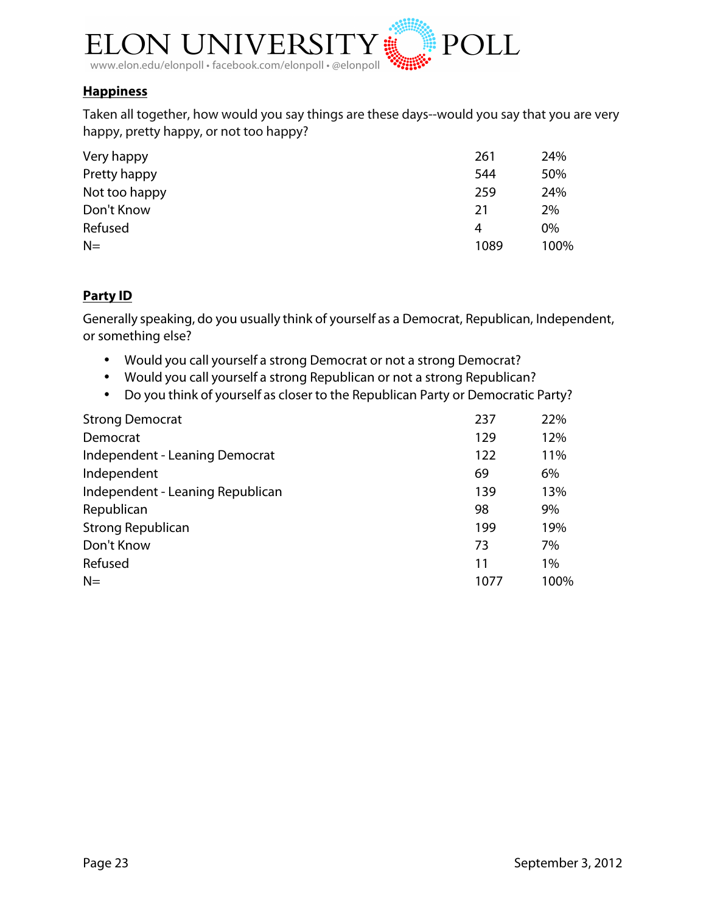## Happiness

Taken all together, how would you say things are these days--would you say that you are very happy, pretty happy, or not too happy?

| | | |
|---|---|---|
| Very happy | 261 | 24% |
| Pretty happy | 544 | 50% |
| Not too happy | 259 | 24% |
| Don't Know | 21 | 2% |
| Refused | 4 | 0% |
| N= | 1089 | 100% |

## Party ID

Generally speaking, do you usually think of yourself as a Democrat, Republican, Independent, or something else?

- Would you call yourself a strong Democrat or not a strong Democrat?
- Would you call yourself a strong Republican or not a strong Republican?
- Do you think of yourself as closer to the Republican Party or Democratic Party?

| | | |
|---|---|---|
| Strong Democrat | 237 | 22% |
| Democrat | 129 | 12% |
| Independent - Leaning Democrat | 122 | 11% |
| Independent | 69 | 6% |
| Independent - Leaning Republican | 139 | 13% |
| Republican | 98 | 9% |
| Strong Republican | 199 | 19% |
| Don't Know | 73 | 7% |
| Refused | 11 | 1% |
| N= | 1077 | 100% |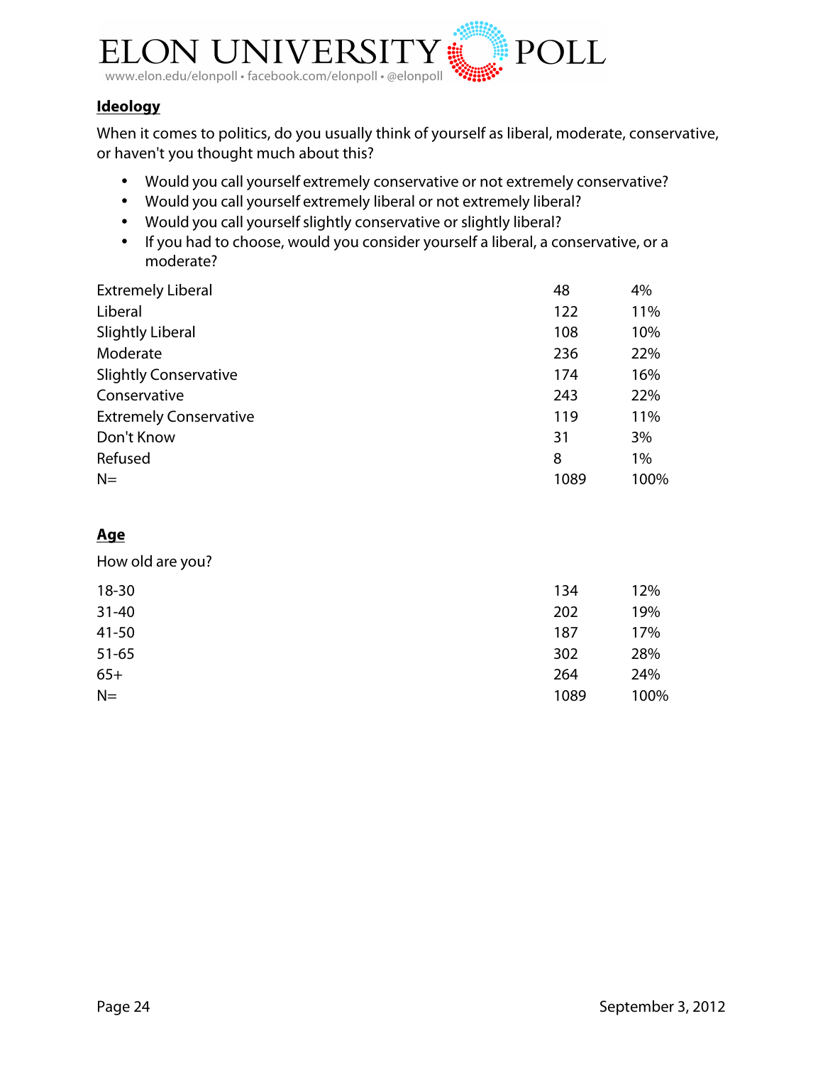**Ideology**

When it comes to politics, do you usually think of yourself as liberal, moderate, conservative, or haven't you thought much about this?

- Would you call yourself extremely conservative or not extremely conservative?
- Would you call yourself extremely liberal or not extremely liberal?
- Would you call yourself slightly conservative or slightly liberal?
- If you had to choose, would you consider yourself a liberal, a conservative, or a moderate?

| | | |
|---|---|---|
| Extremely Liberal | 48 | 4% |
| Liberal | 122 | 11% |
| Slightly Liberal | 108 | 10% |
| Moderate | 236 | 22% |
| Slightly Conservative | 174 | 16% |
| Conservative | 243 | 22% |
| Extremely Conservative | 119 | 11% |
| Don't Know | 31 | 3% |
| Refused | 8 | 1% |
| N= | 1089 | 100% |

**Age**

How old are you?

| | | |
|---|---|---|
| 18-30 | 134 | 12% |
| 31-40 | 202 | 19% |
| 41-50 | 187 | 17% |
| 51-65 | 302 | 28% |
| 65+ | 264 | 24% |
| N= | 1089 | 100% |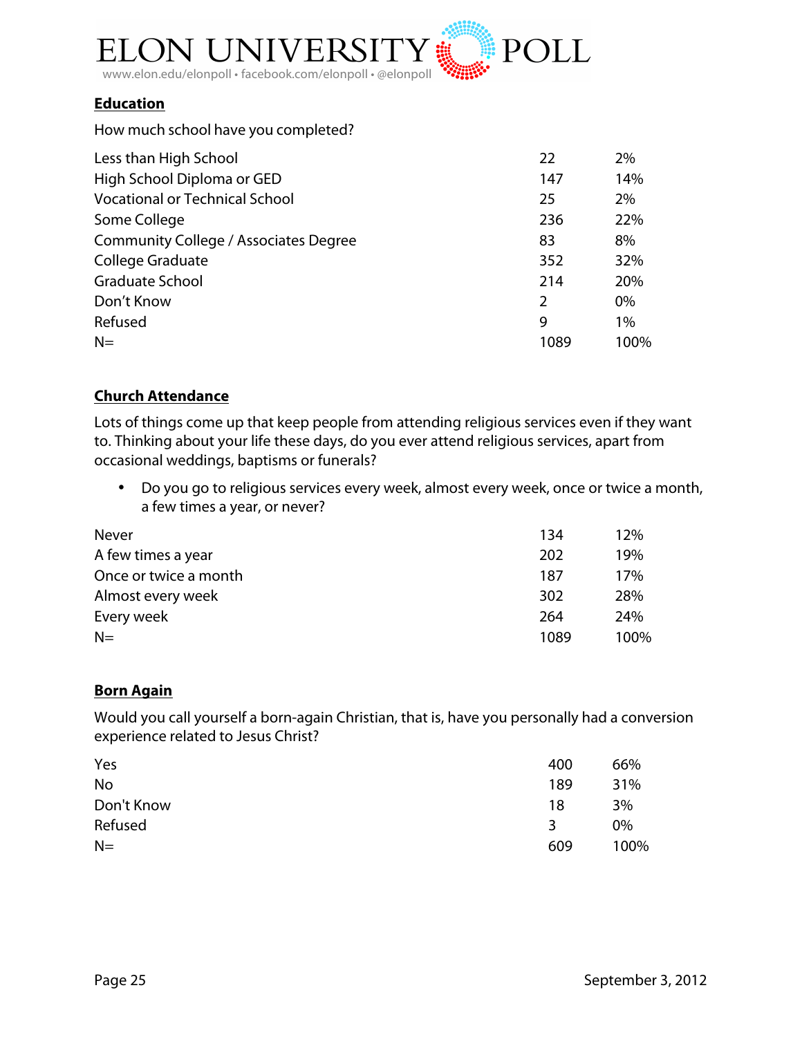## Education

How much school have you completed?

| | | |
|---|---|---|
| Less than High School | 22 | 2% |
| High School Diploma or GED | 147 | 14% |
| Vocational or Technical School | 25 | 2% |
| Some College | 236 | 22% |
| Community College / Associates Degree | 83 | 8% |
| College Graduate | 352 | 32% |
| Graduate School | 214 | 20% |
| Don't Know | 2 | 0% |
| Refused | 9 | 1% |
| N= | 1089 | 100% |

## Church Attendance

Lots of things come up that keep people from attending religious services even if they want to. Thinking about your life these days, do you ever attend religious services, apart from occasional weddings, baptisms or funerals?

- Do you go to religious services every week, almost every week, once or twice a month, a few times a year, or never?

| | | |
|---|---|---|
| Never | 134 | 12% |
| A few times a year | 202 | 19% |
| Once or twice a month | 187 | 17% |
| Almost every week | 302 | 28% |
| Every week | 264 | 24% |
| N= | 1089 | 100% |

## Born Again

Would you call yourself a born-again Christian, that is, have you personally had a conversion experience related to Jesus Christ?

| | | |
|---|---|---|
| Yes | 400 | 66% |
| No | 189 | 31% |
| Don't Know | 18 | 3% |
| Refused | 3 | 0% |
| N= | 609 | 100% |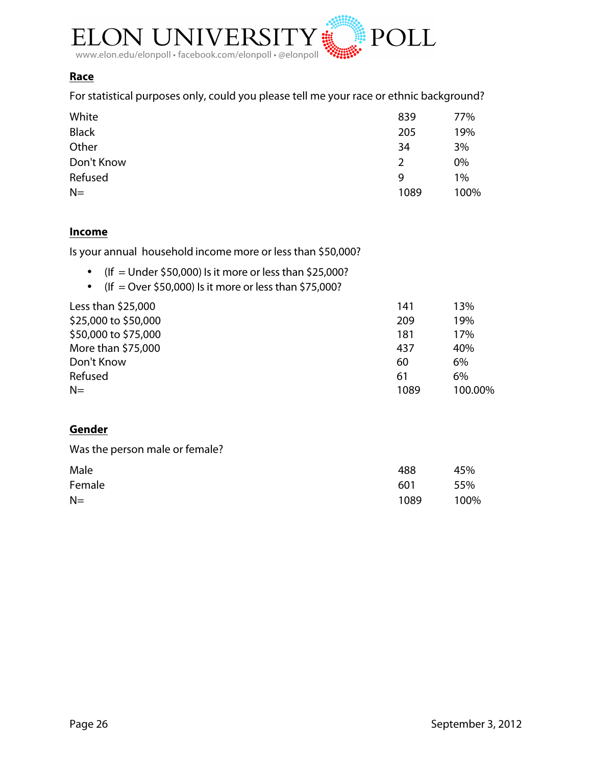### Race

For statistical purposes only, could you please tell me your race or ethnic background?

| | | |
|---|---|---|
| White | 839 | 77% |
| Black | 205 | 19% |
| Other | 34 | 3% |
| Don't Know | 2 | 0% |
| Refused | 9 | 1% |
| N= | 1089 | 100% |

### Income

Is your annual household income more or less than $50,000?

- (If = Under $50,000) Is it more or less than $25,000?
- (If = Over $50,000) Is it more or less than $75,000?

| | | |
|---|---|---|
| Less than $25,000 | 141 | 13% |
| $25,000 to $50,000 | 209 | 19% |
| $50,000 to $75,000 | 181 | 17% |
| More than $75,000 | 437 | 40% |
| Don't Know | 60 | 6% |
| Refused | 61 | 6% |
| N= | 1089 | 100.00% |

### Gender

Was the person male or female?

| | | |
|---|---|---|
| Male | 488 | 45% |
| Female | 601 | 55% |
| N= | 1089 | 100% |